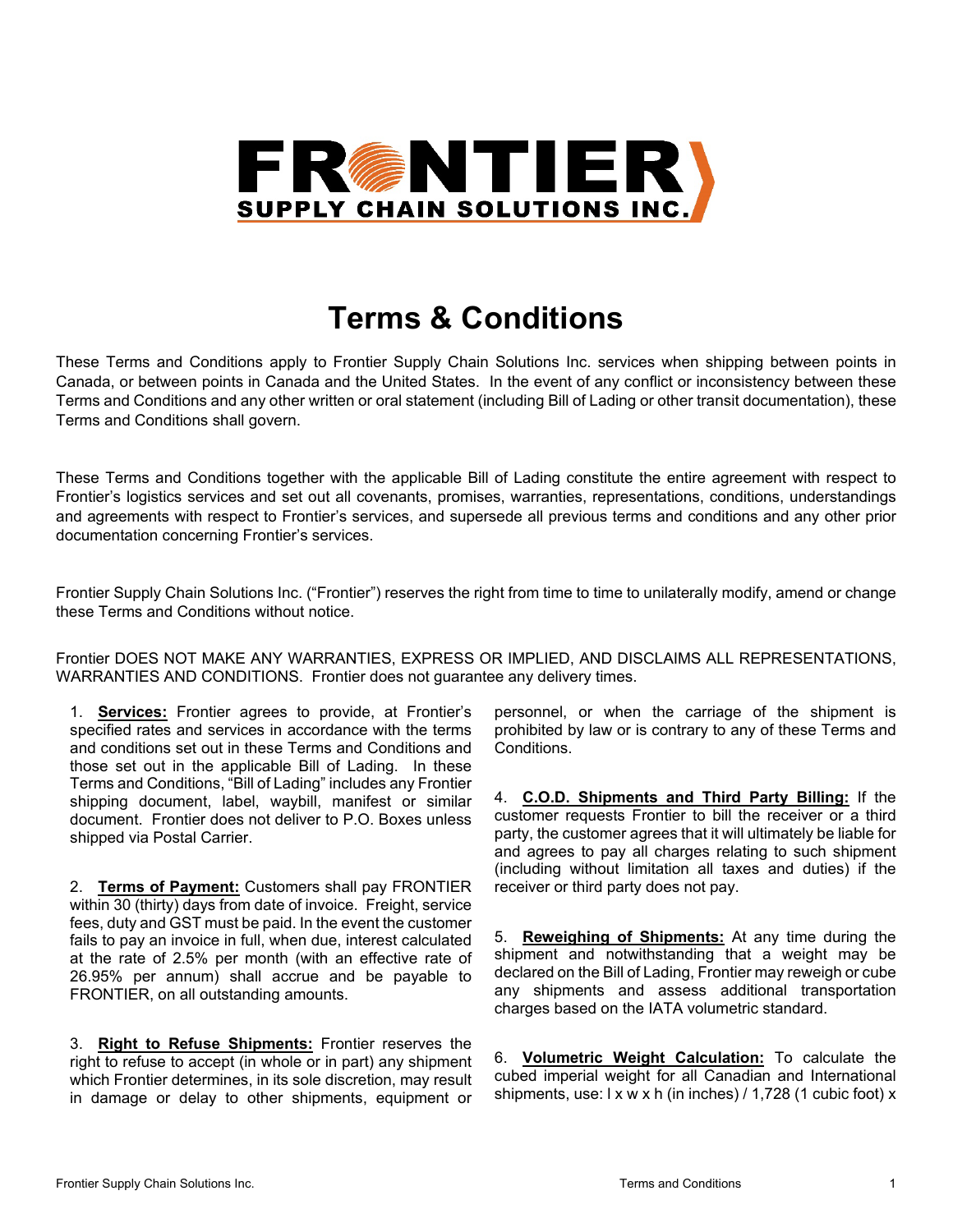# Terms & Conditions

These Terms and Conditions apply to Frontier Supply Chain Solutions Inc. services when shipping between points in Canada, or between points in Canada and the United States. In the event of any conflict or inconsistency between these Terms and Conditions and any other written or oral statement (including Bill of Lading or other transit documentation), these Terms and Conditions shall govern.

These Terms and Conditions together with the applicable Bill of Lading constitute the entire agreement with respect to Frontier's logistics services and set out all covenants, promises, warranties, representations, conditions, understandings and agreements with respect to Frontier's services, and supersede all previous terms and conditions and any other prior documentation concerning Frontier's services.

Frontier Supply Chain Solutions Inc. ("Frontier") reserves the right from time to time to unilaterally modify, amend or change these Terms and Conditions without notice.

Frontier DOES NOT MAKE ANY WARRANTIES, EXPRESS OR IMPLIED, AND DISCLAIMS ALL REPRESENTATIONS, WARRANTIES AND CONDITIONS. Frontier does not guarantee any delivery times.

1. **Services:** Frontier agrees to provide, at Frontier's specified rates and services in accordance with the terms and conditions set out in these Terms and Conditions and those set out in the applicable Bill of Lading. In these Terms and Conditions, "Bill of Lading" includes any Frontier shipping document, label, waybill, manifest or similar document. Frontier does not deliver to P.O. Boxes unless shipped via Postal Carrier.

2. **Terms of Payment:** Customers shall pay FRONTIER within 30 (thirty) days from date of invoice. Freight, service fees, duty and GST must be paid. In the event the customer fails to pay an invoice in full, when due, interest calculated at the rate of 2.5% per month (with an effective rate of 26.95% per annum) shall accrue and be payable to FRONTIER, on all outstanding amounts.

3. **Right to Refuse Shipments:** Frontier reserves the right to refuse to accept (in whole or in part) any shipment which Frontier determines, in its sole discretion, may result in damage or delay to other shipments, equipment or personnel, or when the carriage of the shipment is prohibited by law or is contrary to any of these Terms and Conditions.

4. **C.O.D. Shipments and Third Party Billing:** If the customer requests Frontier to bill the receiver or a third party, the customer agrees that it will ultimately be liable for and agrees to pay all charges relating to such shipment (including without limitation all taxes and duties) if the receiver or third party does not pay.

5. **Reweighing of Shipments:** At any time during the shipment and notwithstanding that a weight may be declared on the Bill of Lading, Frontier may reweigh or cube any shipments and assess additional transportation charges based on the IATA volumetric standard.

6. **Volumetric Weight Calculation:** To calculate the cubed imperial weight for all Canadian and International shipments, use: l x w x h (in inches) / 1,728 (1 cubic foot) x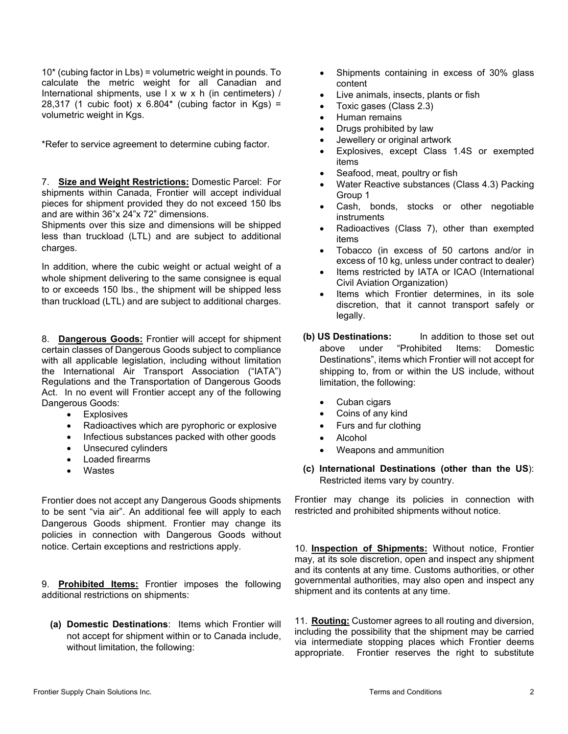10* (cubing factor in Lbs) = volumetric weight in pounds. To calculate the metric weight for all Canadian and International shipments, use l x w x h (in centimeters) / 28,317 (1 cubic foot) x 6.804* (cubing factor in Kgs) = volumetric weight in Kgs.

*Refer to service agreement to determine cubing factor.

7. **Size and Weight Restrictions:** Domestic Parcel: For shipments within Canada, Frontier will accept individual pieces for shipment provided they do not exceed 150 lbs and are within 36"x 24"x 72" dimensions.
Shipments over this size and dimensions will be shipped less than truckload (LTL) and are subject to additional charges.

In addition, where the cubic weight or actual weight of a whole shipment delivering to the same consignee is equal to or exceeds 150 lbs., the shipment will be shipped less than truckload (LTL) and are subject to additional charges.

8. **Dangerous Goods:** Frontier will accept for shipment certain classes of Dangerous Goods subject to compliance with all applicable legislation, including without limitation the International Air Transport Association ("IATA") Regulations and the Transportation of Dangerous Goods Act. In no event will Frontier accept any of the following Dangerous Goods:

- Explosives
- Radioactives which are pyrophoric or explosive
- Infectious substances packed with other goods
- Unsecured cylinders
- Loaded firearms
- Wastes

Frontier does not accept any Dangerous Goods shipments to be sent "via air". An additional fee will apply to each Dangerous Goods shipment. Frontier may change its policies in connection with Dangerous Goods without notice. Certain exceptions and restrictions apply.

9. **Prohibited Items:** Frontier imposes the following additional restrictions on shipments:

**(a) Domestic Destinations**: Items which Frontier will not accept for shipment within or to Canada include, without limitation, the following:

- Shipments containing in excess of 30% glass content
- Live animals, insects, plants or fish
- Toxic gases (Class 2.3)
- Human remains
- Drugs prohibited by law
- Jewellery or original artwork
- Explosives, except Class 1.4S or exempted items
- Seafood, meat, poultry or fish
- Water Reactive substances (Class 4.3) Packing Group 1
- Cash, bonds, stocks or other negotiable instruments
- Radioactives (Class 7), other than exempted items
- Tobacco (in excess of 50 cartons and/or in excess of 10 kg, unless under contract to dealer)
- Items restricted by IATA or ICAO (International Civil Aviation Organization)
- Items which Frontier determines, in its sole discretion, that it cannot transport safely or legally.

**(b) US Destinations:** In addition to those set out above under "Prohibited Items: Domestic Destinations", items which Frontier will not accept for shipping to, from or within the US include, without limitation, the following:

- Cuban cigars
- Coins of any kind
- Furs and fur clothing
- Alcohol
- Weapons and ammunition

**(c) International Destinations (other than the US)**: Restricted items vary by country.

Frontier may change its policies in connection with restricted and prohibited shipments without notice.

10. **Inspection of Shipments:** Without notice, Frontier may, at its sole discretion, open and inspect any shipment and its contents at any time. Customs authorities, or other governmental authorities, may also open and inspect any shipment and its contents at any time.

11. **Routing:** Customer agrees to all routing and diversion, including the possibility that the shipment may be carried via intermediate stopping places which Frontier deems appropriate. Frontier reserves the right to substitute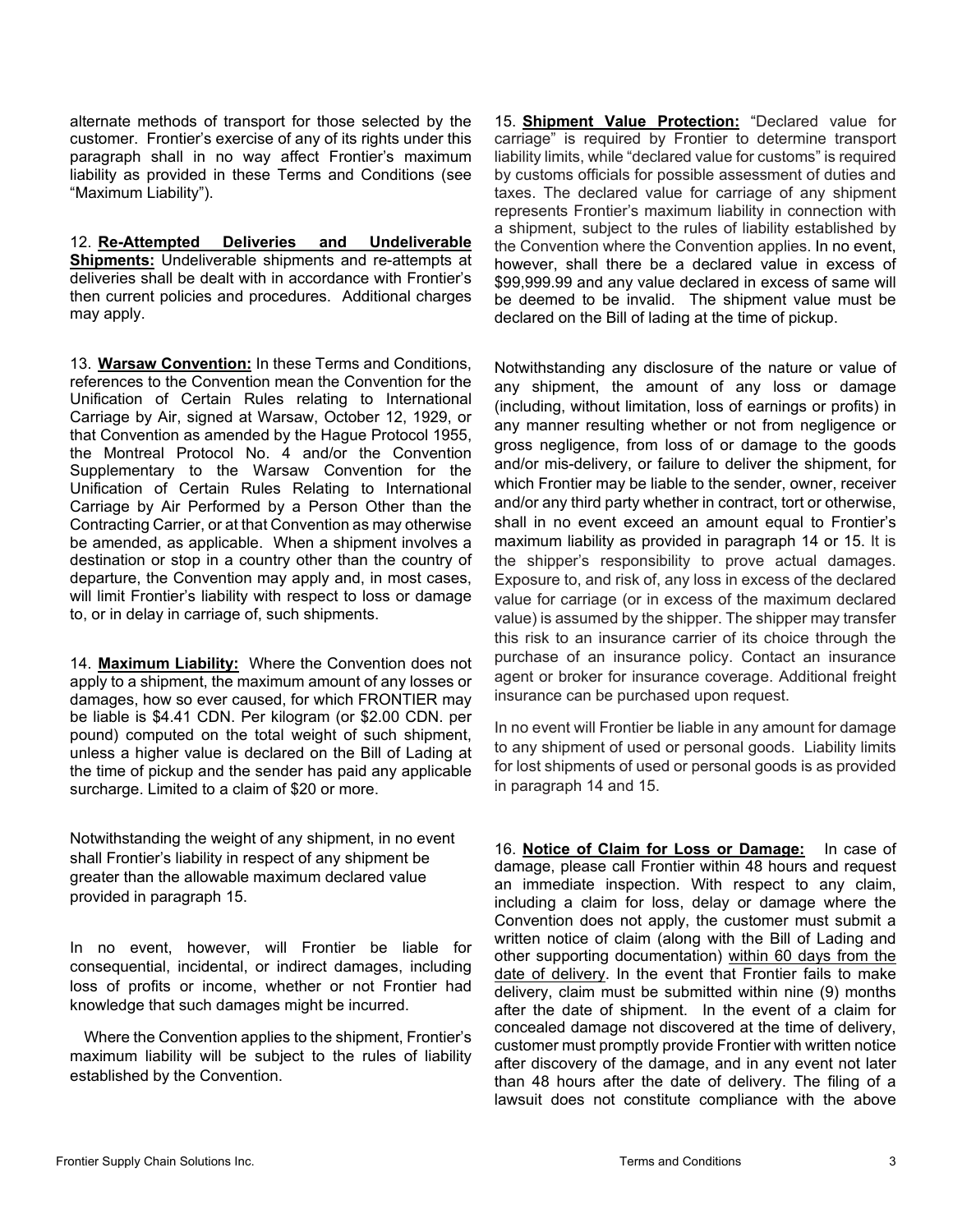alternate methods of transport for those selected by the customer. Frontier's exercise of any of its rights under this paragraph shall in no way affect Frontier's maximum liability as provided in these Terms and Conditions (see "Maximum Liability").

12. **Re-Attempted Deliveries and Undeliverable Shipments:** Undeliverable shipments and re-attempts at deliveries shall be dealt with in accordance with Frontier's then current policies and procedures. Additional charges may apply.

13. **Warsaw Convention:** In these Terms and Conditions, references to the Convention mean the Convention for the Unification of Certain Rules relating to International Carriage by Air, signed at Warsaw, October 12, 1929, or that Convention as amended by the Hague Protocol 1955, the Montreal Protocol No. 4 and/or the Convention Supplementary to the Warsaw Convention for the Unification of Certain Rules Relating to International Carriage by Air Performed by a Person Other than the Contracting Carrier, or at that Convention as may otherwise be amended, as applicable. When a shipment involves a destination or stop in a country other than the country of departure, the Convention may apply and, in most cases, will limit Frontier's liability with respect to loss or damage to, or in delay in carriage of, such shipments.

14. **Maximum Liability:** Where the Convention does not apply to a shipment, the maximum amount of any losses or damages, how so ever caused, for which FRONTIER may be liable is $4.41 CDN. Per kilogram (or $2.00 CDN. per pound) computed on the total weight of such shipment, unless a higher value is declared on the Bill of Lading at the time of pickup and the sender has paid any applicable surcharge. Limited to a claim of $20 or more.

Notwithstanding the weight of any shipment, in no event shall Frontier's liability in respect of any shipment be greater than the allowable maximum declared value provided in paragraph 15.

In no event, however, will Frontier be liable for consequential, incidental, or indirect damages, including loss of profits or income, whether or not Frontier had knowledge that such damages might be incurred.

Where the Convention applies to the shipment, Frontier's maximum liability will be subject to the rules of liability established by the Convention.

15. **Shipment Value Protection:** "Declared value for carriage" is required by Frontier to determine transport liability limits, while "declared value for customs" is required by customs officials for possible assessment of duties and taxes. The declared value for carriage of any shipment represents Frontier's maximum liability in connection with a shipment, subject to the rules of liability established by the Convention where the Convention applies. In no event, however, shall there be a declared value in excess of $99,999.99 and any value declared in excess of same will be deemed to be invalid. The shipment value must be declared on the Bill of lading at the time of pickup.

Notwithstanding any disclosure of the nature or value of any shipment, the amount of any loss or damage (including, without limitation, loss of earnings or profits) in any manner resulting whether or not from negligence or gross negligence, from loss of or damage to the goods and/or mis-delivery, or failure to deliver the shipment, for which Frontier may be liable to the sender, owner, receiver and/or any third party whether in contract, tort or otherwise, shall in no event exceed an amount equal to Frontier's maximum liability as provided in paragraph 14 or 15. It is the shipper's responsibility to prove actual damages. Exposure to, and risk of, any loss in excess of the declared value for carriage (or in excess of the maximum declared value) is assumed by the shipper. The shipper may transfer this risk to an insurance carrier of its choice through the purchase of an insurance policy. Contact an insurance agent or broker for insurance coverage. Additional freight insurance can be purchased upon request.

In no event will Frontier be liable in any amount for damage to any shipment of used or personal goods. Liability limits for lost shipments of used or personal goods is as provided in paragraph 14 and 15.

16. **Notice of Claim for Loss or Damage:** In case of damage, please call Frontier within 48 hours and request an immediate inspection. With respect to any claim, including a claim for loss, delay or damage where the Convention does not apply, the customer must submit a written notice of claim (along with the Bill of Lading and other supporting documentation) within 60 days from the date of delivery. In the event that Frontier fails to make delivery, claim must be submitted within nine (9) months after the date of shipment. In the event of a claim for concealed damage not discovered at the time of delivery, customer must promptly provide Frontier with written notice after discovery of the damage, and in any event not later than 48 hours after the date of delivery. The filing of a lawsuit does not constitute compliance with the above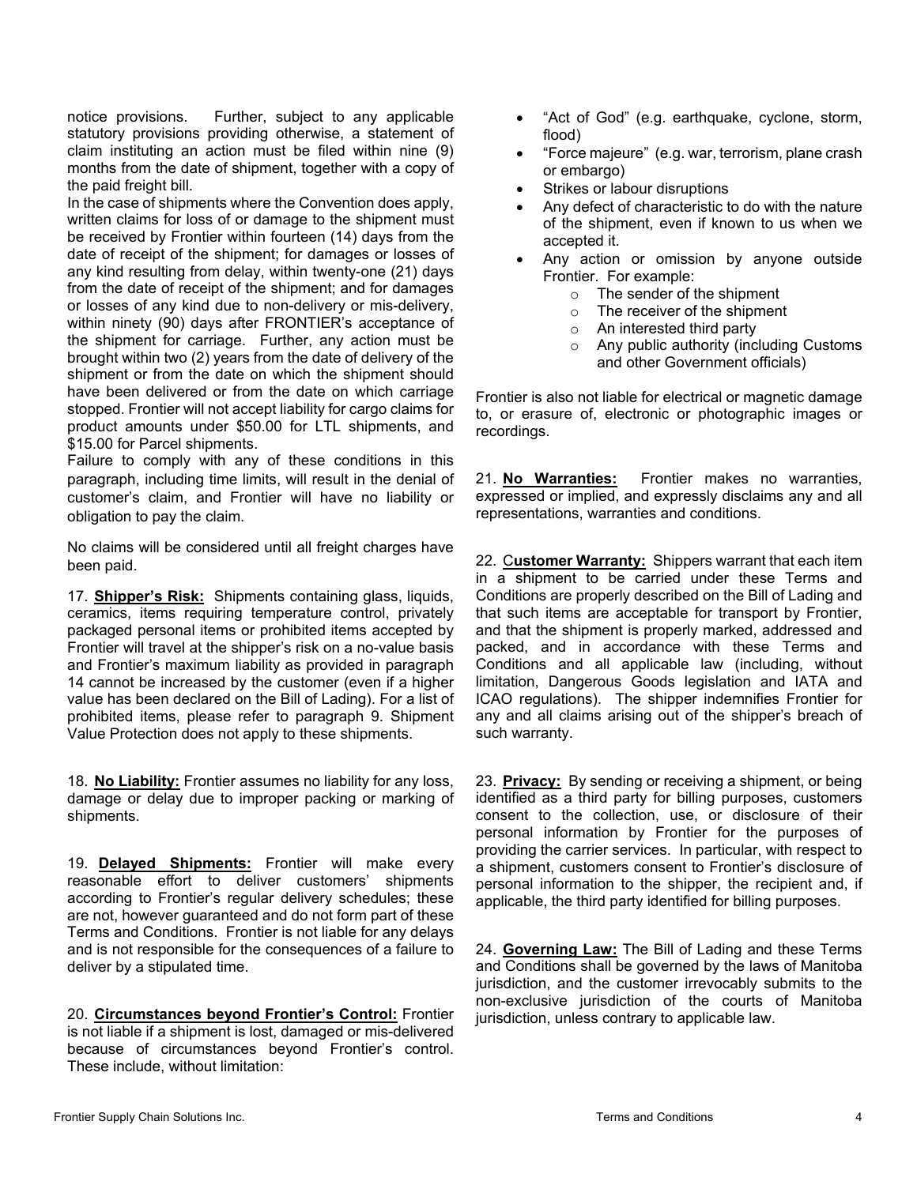notice provisions. Further, subject to any applicable statutory provisions providing otherwise, a statement of claim instituting an action must be filed within nine (9) months from the date of shipment, together with a copy of the paid freight bill.

In the case of shipments where the Convention does apply, written claims for loss of or damage to the shipment must be received by Frontier within fourteen (14) days from the date of receipt of the shipment; for damages or losses of any kind resulting from delay, within twenty-one (21) days from the date of receipt of the shipment; and for damages or losses of any kind due to non-delivery or mis-delivery, within ninety (90) days after FRONTIER's acceptance of the shipment for carriage. Further, any action must be brought within two (2) years from the date of delivery of the shipment or from the date on which the shipment should have been delivered or from the date on which carriage stopped. Frontier will not accept liability for cargo claims for product amounts under $50.00 for LTL shipments, and $15.00 for Parcel shipments.

Failure to comply with any of these conditions in this paragraph, including time limits, will result in the denial of customer's claim, and Frontier will have no liability or obligation to pay the claim.

No claims will be considered until all freight charges have been paid.

17. **Shipper's Risk:** Shipments containing glass, liquids, ceramics, items requiring temperature control, privately packaged personal items or prohibited items accepted by Frontier will travel at the shipper's risk on a no-value basis and Frontier's maximum liability as provided in paragraph 14 cannot be increased by the customer (even if a higher value has been declared on the Bill of Lading). For a list of prohibited items, please refer to paragraph 9. Shipment Value Protection does not apply to these shipments.

18. **No Liability:** Frontier assumes no liability for any loss, damage or delay due to improper packing or marking of shipments.

19. **Delayed Shipments:** Frontier will make every reasonable effort to deliver customers' shipments according to Frontier's regular delivery schedules; these are not, however guaranteed and do not form part of these Terms and Conditions. Frontier is not liable for any delays and is not responsible for the consequences of a failure to deliver by a stipulated time.

20. **Circumstances beyond Frontier's Control:** Frontier is not liable if a shipment is lost, damaged or mis-delivered because of circumstances beyond Frontier's control. These include, without limitation:

- "Act of God" (e.g. earthquake, cyclone, storm, flood)
- "Force majeure" (e.g. war, terrorism, plane crash or embargo)
- Strikes or labour disruptions
- Any defect of characteristic to do with the nature of the shipment, even if known to us when we accepted it.
- Any action or omission by anyone outside Frontier. For example:
  - The sender of the shipment
  - The receiver of the shipment
  - An interested third party
  - Any public authority (including Customs and other Government officials)

Frontier is also not liable for electrical or magnetic damage to, or erasure of, electronic or photographic images or recordings.

21. **No Warranties:** Frontier makes no warranties, expressed or implied, and expressly disclaims any and all representations, warranties and conditions.

22. C**ustomer Warranty:** Shippers warrant that each item in a shipment to be carried under these Terms and Conditions are properly described on the Bill of Lading and that such items are acceptable for transport by Frontier, and that the shipment is properly marked, addressed and packed, and in accordance with these Terms and Conditions and all applicable law (including, without limitation, Dangerous Goods legislation and IATA and ICAO regulations). The shipper indemnifies Frontier for any and all claims arising out of the shipper's breach of such warranty.

23. **Privacy:** By sending or receiving a shipment, or being identified as a third party for billing purposes, customers consent to the collection, use, or disclosure of their personal information by Frontier for the purposes of providing the carrier services. In particular, with respect to a shipment, customers consent to Frontier's disclosure of personal information to the shipper, the recipient and, if applicable, the third party identified for billing purposes.

24. **Governing Law:** The Bill of Lading and these Terms and Conditions shall be governed by the laws of Manitoba jurisdiction, and the customer irrevocably submits to the non-exclusive jurisdiction of the courts of Manitoba jurisdiction, unless contrary to applicable law.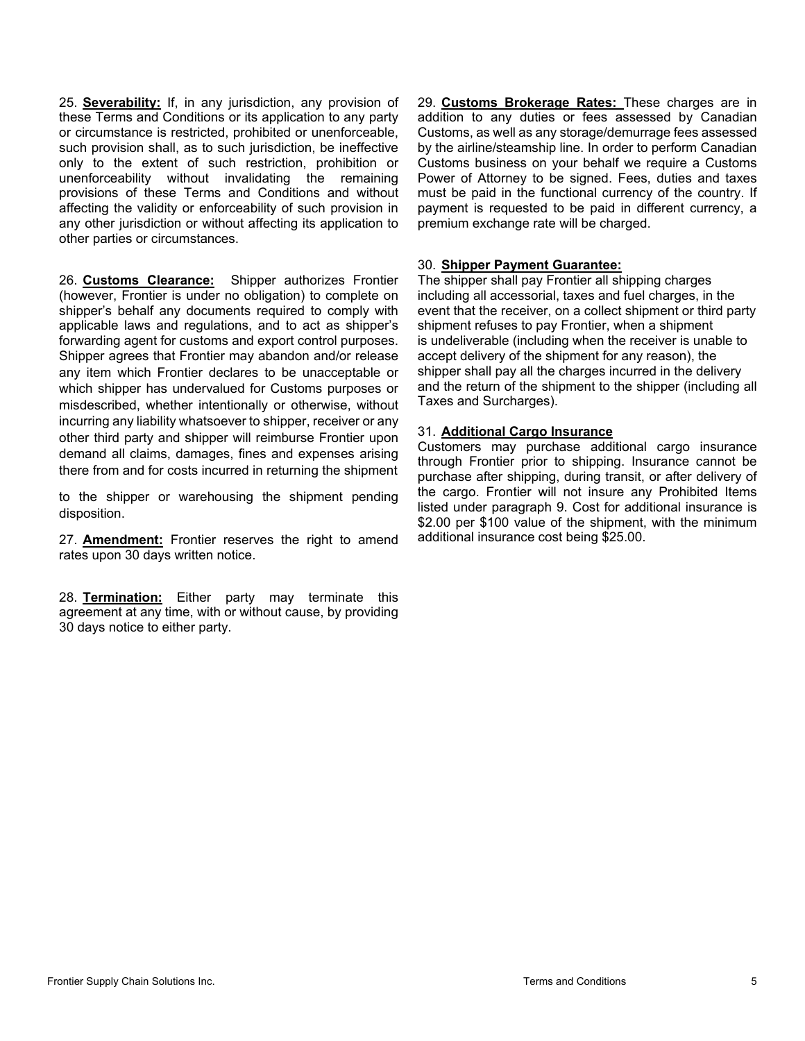25. **Severability:** If, in any jurisdiction, any provision of these Terms and Conditions or its application to any party or circumstance is restricted, prohibited or unenforceable, such provision shall, as to such jurisdiction, be ineffective only to the extent of such restriction, prohibition or unenforceability without invalidating the remaining provisions of these Terms and Conditions and without affecting the validity or enforceability of such provision in any other jurisdiction or without affecting its application to other parties or circumstances.

26. **Customs Clearance:** Shipper authorizes Frontier (however, Frontier is under no obligation) to complete on shipper's behalf any documents required to comply with applicable laws and regulations, and to act as shipper's forwarding agent for customs and export control purposes. Shipper agrees that Frontier may abandon and/or release any item which Frontier declares to be unacceptable or which shipper has undervalued for Customs purposes or misdescribed, whether intentionally or otherwise, without incurring any liability whatsoever to shipper, receiver or any other third party and shipper will reimburse Frontier upon demand all claims, damages, fines and expenses arising there from and for costs incurred in returning the shipment to the shipper or warehousing the shipment pending disposition.

27. **Amendment:** Frontier reserves the right to amend rates upon 30 days written notice.

28. **Termination:** Either party may terminate this agreement at any time, with or without cause, by providing 30 days notice to either party.

29. **Customs Brokerage Rates:** These charges are in addition to any duties or fees assessed by Canadian Customs, as well as any storage/demurrage fees assessed by the airline/steamship line. In order to perform Canadian Customs business on your behalf we require a Customs Power of Attorney to be signed. Fees, duties and taxes must be paid in the functional currency of the country. If payment is requested to be paid in different currency, a premium exchange rate will be charged.

30. **Shipper Payment Guarantee:**
The shipper shall pay Frontier all shipping charges including all accessorial, taxes and fuel charges, in the event that the receiver, on a collect shipment or third party shipment refuses to pay Frontier, when a shipment is undeliverable (including when the receiver is unable to accept delivery of the shipment for any reason), the shipper shall pay all the charges incurred in the delivery and the return of the shipment to the shipper (including all Taxes and Surcharges).

31. **Additional Cargo Insurance**
Customers may purchase additional cargo insurance through Frontier prior to shipping. Insurance cannot be purchase after shipping, during transit, or after delivery of the cargo. Frontier will not insure any Prohibited Items listed under paragraph 9. Cost for additional insurance is $2.00 per $100 value of the shipment, with the minimum additional insurance cost being $25.00.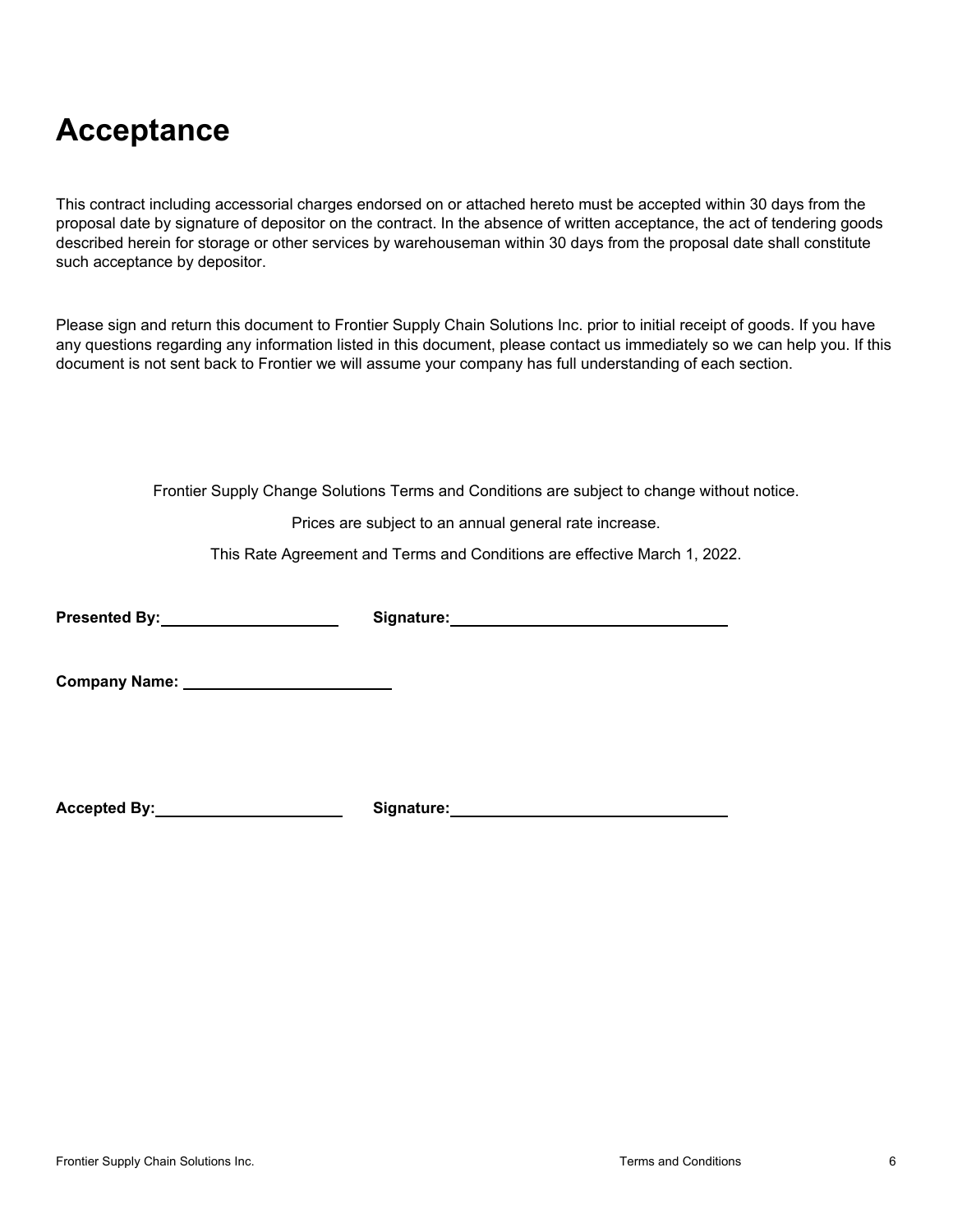# Acceptance

This contract including accessorial charges endorsed on or attached hereto must be accepted within 30 days from the proposal date by signature of depositor on the contract. In the absence of written acceptance, the act of tendering goods described herein for storage or other services by warehouseman within 30 days from the proposal date shall constitute such acceptance by depositor.

Please sign and return this document to Frontier Supply Chain Solutions Inc. prior to initial receipt of goods. If you have any questions regarding any information listed in this document, please contact us immediately so we can help you. If this document is not sent back to Frontier we will assume your company has full understanding of each section.

Frontier Supply Change Solutions Terms and Conditions are subject to change without notice.

Prices are subject to an annual general rate increase.

This Rate Agreement and Terms and Conditions are effective March 1, 2022.

**Presented By:** ____________________ **Signature:** ________________________________

**Company Name:** ________________________

**Accepted By:** _____________________ **Signature:** ________________________________